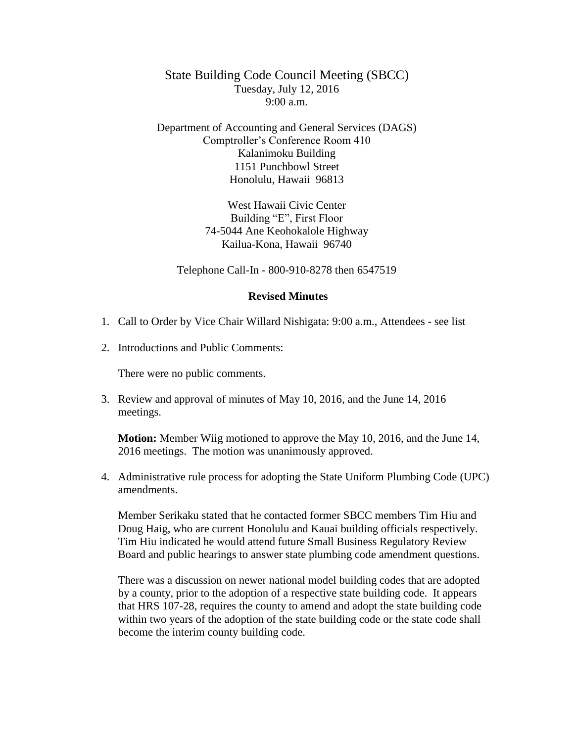# State Building Code Council Meeting (SBCC)

Tuesday, July 12, 2016
9:00 a.m.

Department of Accounting and General Services (DAGS)
Comptroller's Conference Room 410
Kalanimoku Building
1151 Punchbowl Street
Honolulu, Hawaii 96813

West Hawaii Civic Center
Building "E", First Floor
74-5044 Ane Keohokalole Highway
Kailua-Kona, Hawaii 96740

Telephone Call-In - 800-910-8278 then 6547519

**Revised Minutes**

1. Call to Order by Vice Chair Willard Nishigata: 9:00 a.m., Attendees - see list

2. Introductions and Public Comments:

   There were no public comments.

3. Review and approval of minutes of May 10, 2016, and the June 14, 2016 meetings.

   **Motion:** Member Wiig motioned to approve the May 10, 2016, and the June 14, 2016 meetings. The motion was unanimously approved.

4. Administrative rule process for adopting the State Uniform Plumbing Code (UPC) amendments.

   Member Serikaku stated that he contacted former SBCC members Tim Hiu and Doug Haig, who are current Honolulu and Kauai building officials respectively. Tim Hiu indicated he would attend future Small Business Regulatory Review Board and public hearings to answer state plumbing code amendment questions.

   There was a discussion on newer national model building codes that are adopted by a county, prior to the adoption of a respective state building code. It appears that HRS 107-28, requires the county to amend and adopt the state building code within two years of the adoption of the state building code or the state code shall become the interim county building code.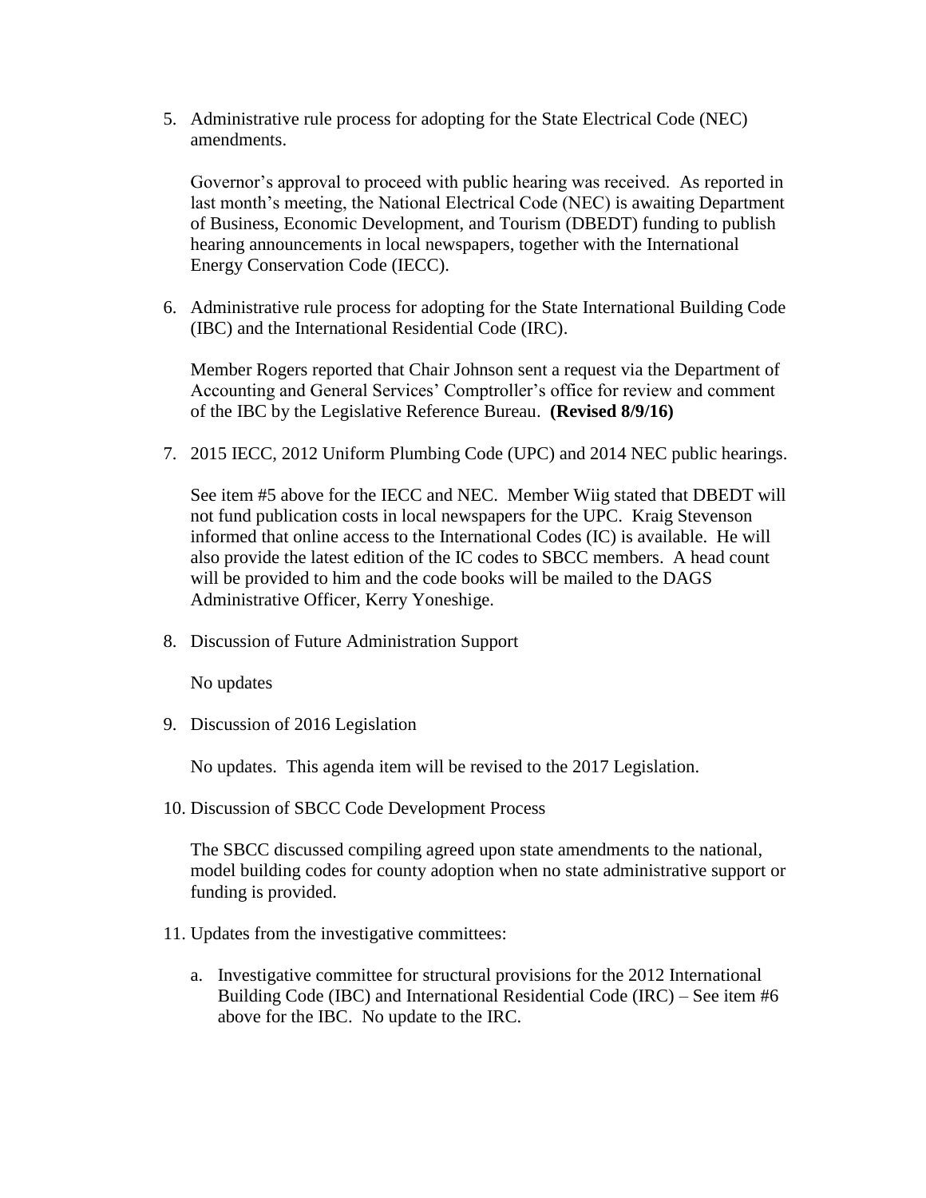5. Administrative rule process for adopting for the State Electrical Code (NEC) amendments.

   Governor's approval to proceed with public hearing was received. As reported in last month's meeting, the National Electrical Code (NEC) is awaiting Department of Business, Economic Development, and Tourism (DBEDT) funding to publish hearing announcements in local newspapers, together with the International Energy Conservation Code (IECC).

6. Administrative rule process for adopting for the State International Building Code (IBC) and the International Residential Code (IRC).

   Member Rogers reported that Chair Johnson sent a request via the Department of Accounting and General Services' Comptroller's office for review and comment of the IBC by the Legislative Reference Bureau. **(Revised 8/9/16)**

7. 2015 IECC, 2012 Uniform Plumbing Code (UPC) and 2014 NEC public hearings.

   See item #5 above for the IECC and NEC. Member Wiig stated that DBEDT will not fund publication costs in local newspapers for the UPC. Kraig Stevenson informed that online access to the International Codes (IC) is available. He will also provide the latest edition of the IC codes to SBCC members. A head count will be provided to him and the code books will be mailed to the DAGS Administrative Officer, Kerry Yoneshige.

8. Discussion of Future Administration Support

   No updates

9. Discussion of 2016 Legislation

   No updates. This agenda item will be revised to the 2017 Legislation.

10. Discussion of SBCC Code Development Process

    The SBCC discussed compiling agreed upon state amendments to the national, model building codes for county adoption when no state administrative support or funding is provided.

11. Updates from the investigative committees:

    a. Investigative committee for structural provisions for the 2012 International Building Code (IBC) and International Residential Code (IRC) – See item #6 above for the IBC. No update to the IRC.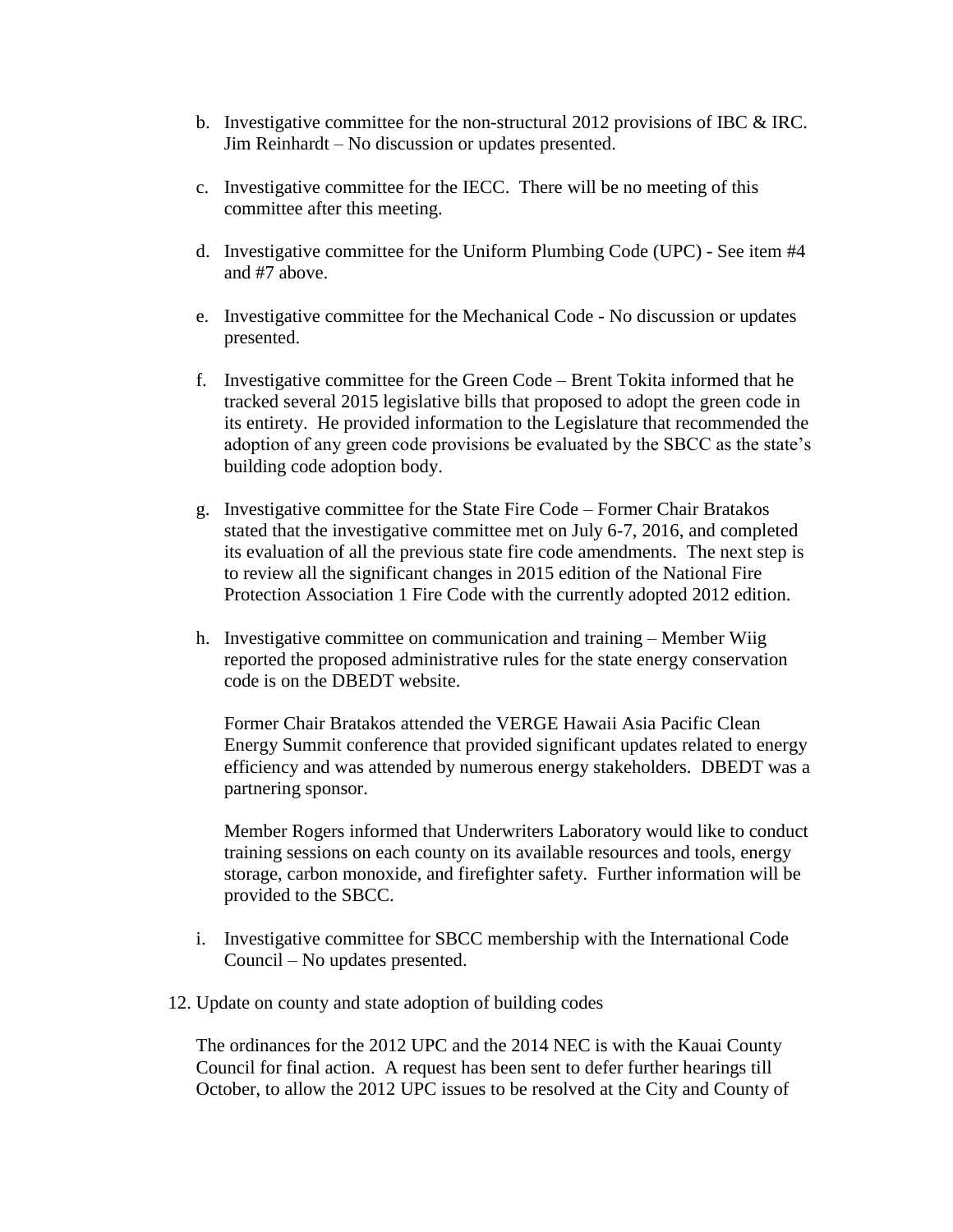b. Investigative committee for the non-structural 2012 provisions of IBC & IRC. Jim Reinhardt – No discussion or updates presented.

c. Investigative committee for the IECC. There will be no meeting of this committee after this meeting.

d. Investigative committee for the Uniform Plumbing Code (UPC) - See item #4 and #7 above.

e. Investigative committee for the Mechanical Code - No discussion or updates presented.

f. Investigative committee for the Green Code – Brent Tokita informed that he tracked several 2015 legislative bills that proposed to adopt the green code in its entirety. He provided information to the Legislature that recommended the adoption of any green code provisions be evaluated by the SBCC as the state's building code adoption body.

g. Investigative committee for the State Fire Code – Former Chair Bratakos stated that the investigative committee met on July 6-7, 2016, and completed its evaluation of all the previous state fire code amendments. The next step is to review all the significant changes in 2015 edition of the National Fire Protection Association 1 Fire Code with the currently adopted 2012 edition.

h. Investigative committee on communication and training – Member Wiig reported the proposed administrative rules for the state energy conservation code is on the DBEDT website.

   Former Chair Bratakos attended the VERGE Hawaii Asia Pacific Clean Energy Summit conference that provided significant updates related to energy efficiency and was attended by numerous energy stakeholders. DBEDT was a partnering sponsor.

   Member Rogers informed that Underwriters Laboratory would like to conduct training sessions on each county on its available resources and tools, energy storage, carbon monoxide, and firefighter safety. Further information will be provided to the SBCC.

i. Investigative committee for SBCC membership with the International Code Council – No updates presented.

12. Update on county and state adoption of building codes

    The ordinances for the 2012 UPC and the 2014 NEC is with the Kauai County Council for final action. A request has been sent to defer further hearings till October, to allow the 2012 UPC issues to be resolved at the City and County of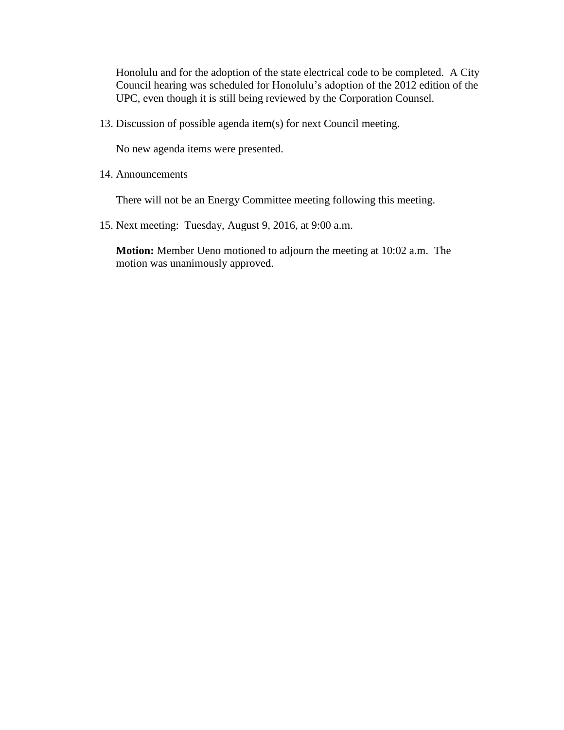Honolulu and for the adoption of the state electrical code to be completed.  A City Council hearing was scheduled for Honolulu's adoption of the 2012 edition of the UPC, even though it is still being reviewed by the Corporation Counsel.

13. Discussion of possible agenda item(s) for next Council meeting.

    No new agenda items were presented.

14. Announcements

    There will not be an Energy Committee meeting following this meeting.

15. Next meeting:  Tuesday, August 9, 2016, at 9:00 a.m.

    **Motion:** Member Ueno motioned to adjourn the meeting at 10:02 a.m.  The motion was unanimously approved.